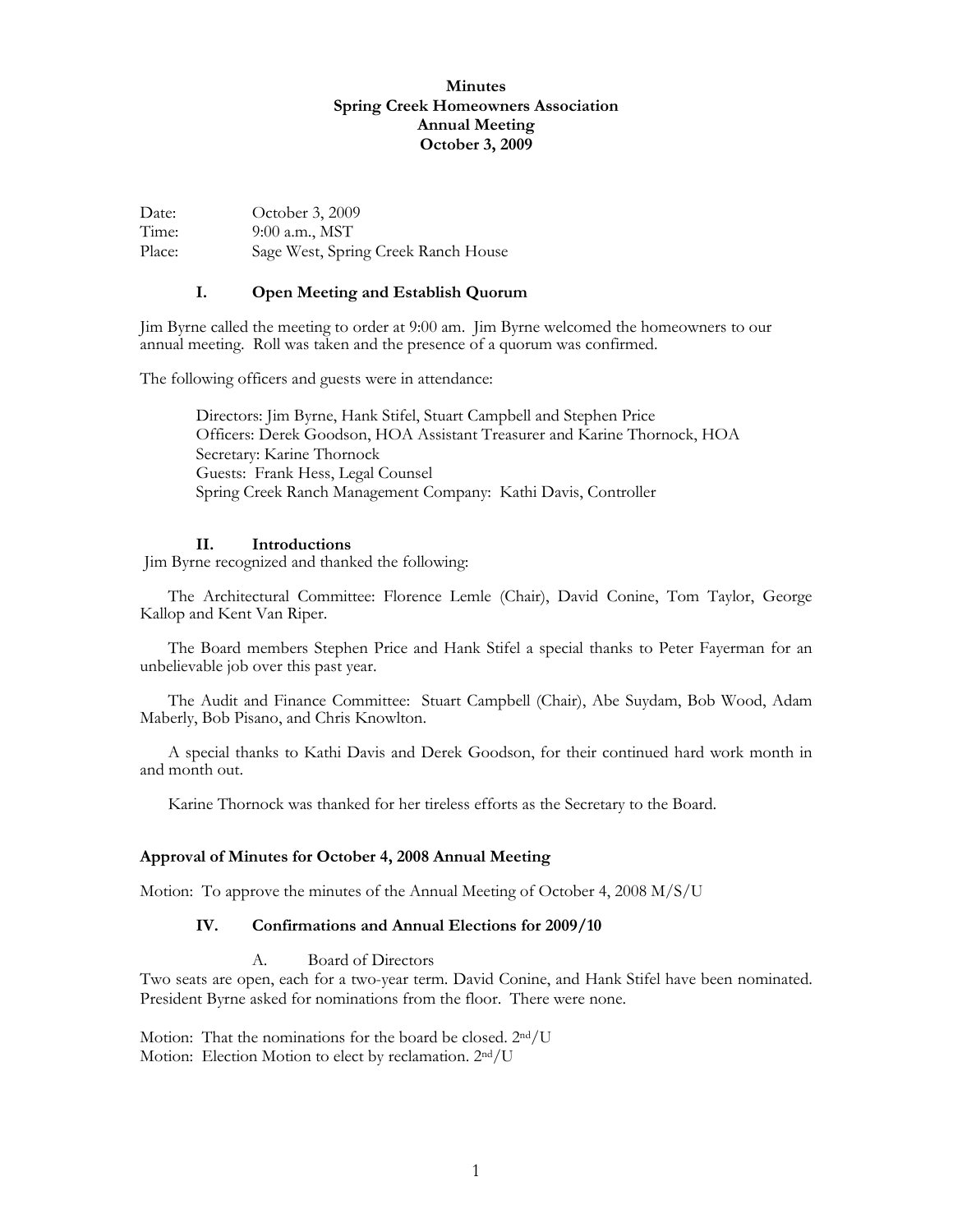**Minutes**
**Spring Creek Homeowners Association**
**Annual Meeting**
**October 3, 2009**

Date: October 3, 2009
Time: 9:00 a.m., MST
Place: Sage West, Spring Creek Ranch House

## I. Open Meeting and Establish Quorum

Jim Byrne called the meeting to order at 9:00 am. Jim Byrne welcomed the homeowners to our annual meeting. Roll was taken and the presence of a quorum was confirmed.

The following officers and guests were in attendance:

Directors: Jim Byrne, Hank Stifel, Stuart Campbell and Stephen Price
Officers: Derek Goodson, HOA Assistant Treasurer and Karine Thornock, HOA
Secretary: Karine Thornock
Guests: Frank Hess, Legal Counsel
Spring Creek Ranch Management Company: Kathi Davis, Controller

## II. Introductions

Jim Byrne recognized and thanked the following:

The Architectural Committee: Florence Lemle (Chair), David Conine, Tom Taylor, George Kallop and Kent Van Riper.

The Board members Stephen Price and Hank Stifel a special thanks to Peter Fayerman for an unbelievable job over this past year.

The Audit and Finance Committee: Stuart Campbell (Chair), Abe Suydam, Bob Wood, Adam Maberly, Bob Pisano, and Chris Knowlton.

A special thanks to Kathi Davis and Derek Goodson, for their continued hard work month in and month out.

Karine Thornock was thanked for her tireless efforts as the Secretary to the Board.

## Approval of Minutes for October 4, 2008 Annual Meeting

Motion: To approve the minutes of the Annual Meeting of October 4, 2008 M/S/U

## IV. Confirmations and Annual Elections for 2009/10

### A. Board of Directors

Two seats are open, each for a two-year term. David Conine, and Hank Stifel have been nominated. President Byrne asked for nominations from the floor. There were none.

Motion: That the nominations for the board be closed. 2nd/U
Motion: Election Motion to elect by reclamation. 2nd/U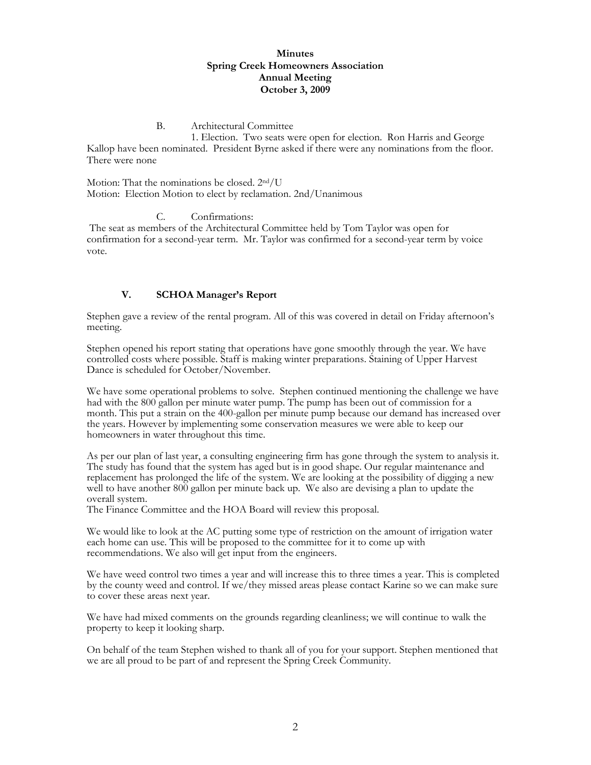**Minutes**
**Spring Creek Homeowners Association**
**Annual Meeting**
**October 3, 2009**

B. Architectural Committee

1. Election. Two seats were open for election. Ron Harris and George Kallop have been nominated. President Byrne asked if there were any nominations from the floor. There were none

Motion: That the nominations be closed. 2nd/U
Motion: Election Motion to elect by reclamation. 2nd/Unanimous

C. Confirmations:

The seat as members of the Architectural Committee held by Tom Taylor was open for confirmation for a second-year term. Mr. Taylor was confirmed for a second-year term by voice vote.

## V. SCHOA Manager's Report

Stephen gave a review of the rental program. All of this was covered in detail on Friday afternoon's meeting.

Stephen opened his report stating that operations have gone smoothly through the year. We have controlled costs where possible. Staff is making winter preparations. Staining of Upper Harvest Dance is scheduled for October/November.

We have some operational problems to solve. Stephen continued mentioning the challenge we have had with the 800 gallon per minute water pump. The pump has been out of commission for a month. This put a strain on the 400-gallon per minute pump because our demand has increased over the years. However by implementing some conservation measures we were able to keep our homeowners in water throughout this time.

As per our plan of last year, a consulting engineering firm has gone through the system to analysis it. The study has found that the system has aged but is in good shape. Our regular maintenance and replacement has prolonged the life of the system. We are looking at the possibility of digging a new well to have another 800 gallon per minute back up. We also are devising a plan to update the overall system.
The Finance Committee and the HOA Board will review this proposal.

We would like to look at the AC putting some type of restriction on the amount of irrigation water each home can use. This will be proposed to the committee for it to come up with recommendations. We also will get input from the engineers.

We have weed control two times a year and will increase this to three times a year. This is completed by the county weed and control. If we/they missed areas please contact Karine so we can make sure to cover these areas next year.

We have had mixed comments on the grounds regarding cleanliness; we will continue to walk the property to keep it looking sharp.

On behalf of the team Stephen wished to thank all of you for your support. Stephen mentioned that we are all proud to be part of and represent the Spring Creek Community.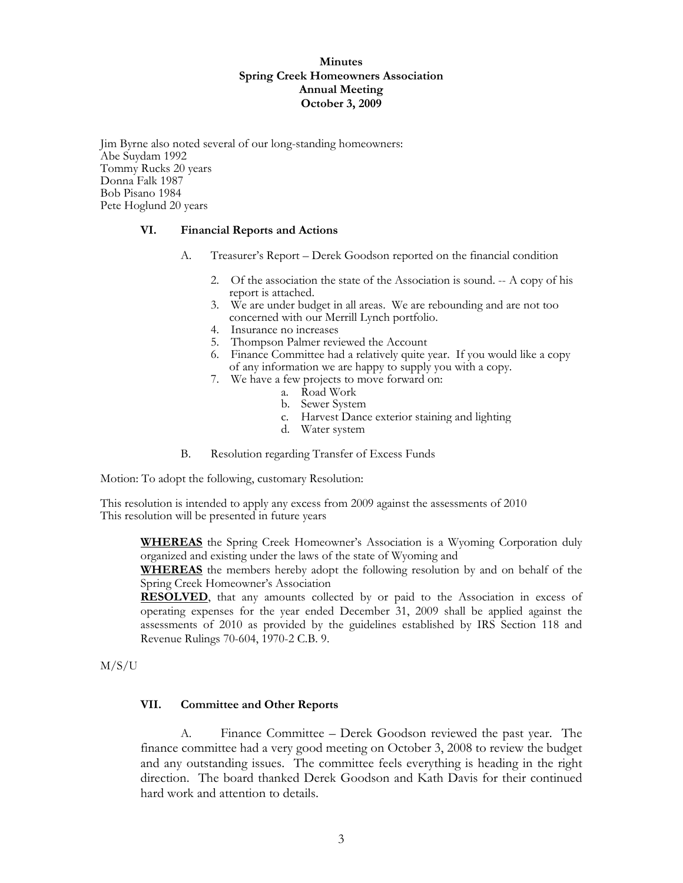**Minutes**
**Spring Creek Homeowners Association**
**Annual Meeting**
**October 3, 2009**

Jim Byrne also noted several of our long-standing homeowners:
Abe Suydam 1992
Tommy Rucks 20 years
Donna Falk 1987
Bob Pisano 1984
Pete Hoglund 20 years

### VI. Financial Reports and Actions

A. Treasurer's Report – Derek Goodson reported on the financial condition

2. Of the association the state of the Association is sound. -- A copy of his report is attached.
3. We are under budget in all areas. We are rebounding and are not too concerned with our Merrill Lynch portfolio.
4. Insurance no increases
5. Thompson Palmer reviewed the Account
6. Finance Committee had a relatively quite year. If you would like a copy of any information we are happy to supply you with a copy.
7. We have a few projects to move forward on:
   a. Road Work
   b. Sewer System
   c. Harvest Dance exterior staining and lighting
   d. Water system

B. Resolution regarding Transfer of Excess Funds

Motion: To adopt the following, customary Resolution:

This resolution is intended to apply any excess from 2009 against the assessments of 2010
This resolution will be presented in future years

> **WHEREAS** the Spring Creek Homeowner's Association is a Wyoming Corporation duly organized and existing under the laws of the state of Wyoming and
> **WHEREAS** the members hereby adopt the following resolution by and on behalf of the Spring Creek Homeowner's Association
> **RESOLVED**, that any amounts collected by or paid to the Association in excess of operating expenses for the year ended December 31, 2009 shall be applied against the assessments of 2010 as provided by the guidelines established by IRS Section 118 and Revenue Rulings 70-604, 1970-2 C.B. 9.

M/S/U

### VII. Committee and Other Reports

A. Finance Committee – Derek Goodson reviewed the past year. The finance committee had a very good meeting on October 3, 2008 to review the budget and any outstanding issues. The committee feels everything is heading in the right direction. The board thanked Derek Goodson and Kath Davis for their continued hard work and attention to details.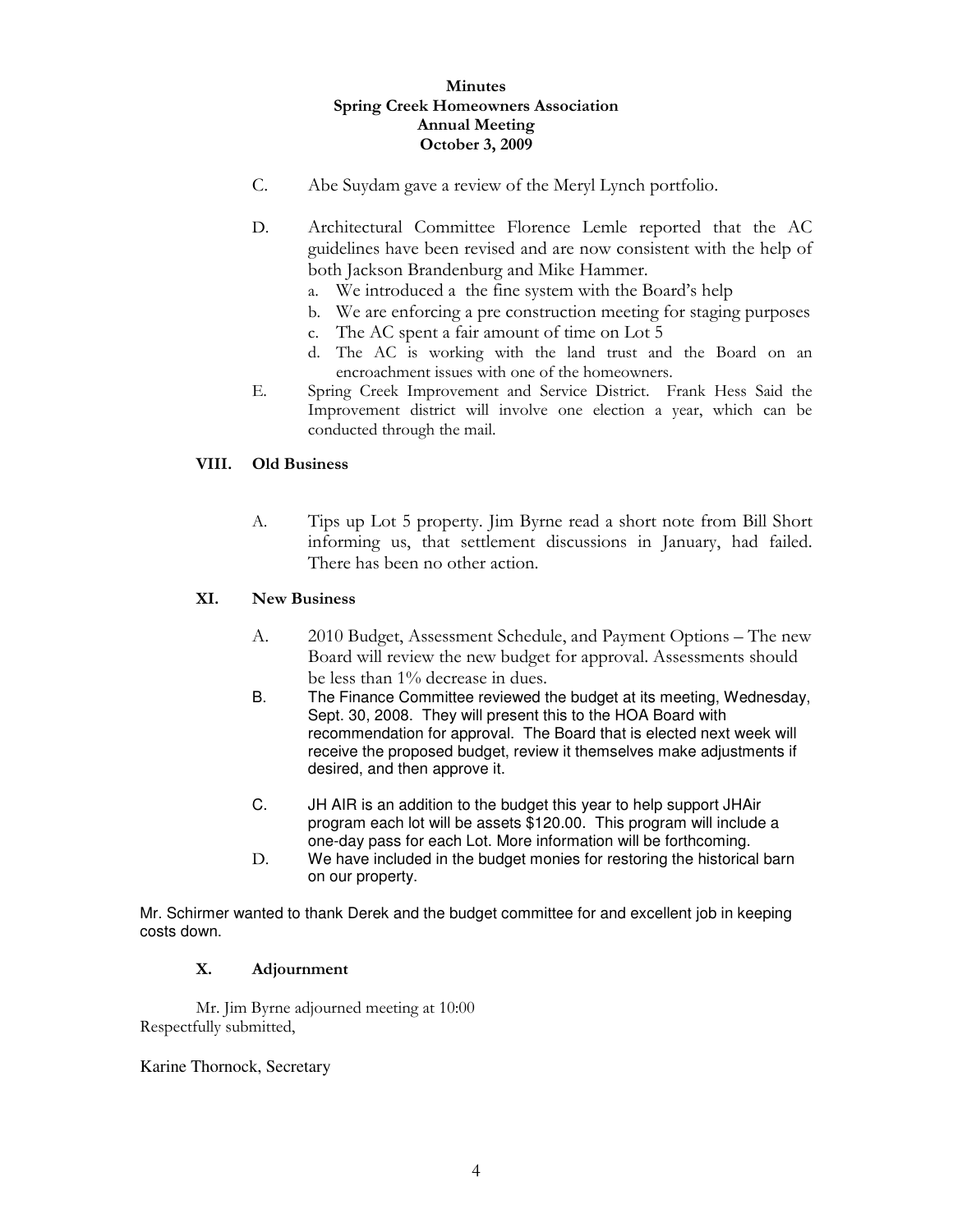**Minutes**
**Spring Creek Homeowners Association**
**Annual Meeting**
**October 3, 2009**

C. Abe Suydam gave a review of the Meryl Lynch portfolio.

D. Architectural Committee Florence Lemle reported that the AC guidelines have been revised and are now consistent with the help of both Jackson Brandenburg and Mike Hammer.

   a. We introduced a the fine system with the Board's help
   b. We are enforcing a pre construction meeting for staging purposes
   c. The AC spent a fair amount of time on Lot 5
   d. The AC is working with the land trust and the Board on an encroachment issues with one of the homeowners.

E. Spring Creek Improvement and Service District. Frank Hess Said the Improvement district will involve one election a year, which can be conducted through the mail.

## VIII. Old Business

A. Tips up Lot 5 property. Jim Byrne read a short note from Bill Short informing us, that settlement discussions in January, had failed. There has been no other action.

## XI. New Business

A. 2010 Budget, Assessment Schedule, and Payment Options – The new Board will review the new budget for approval. Assessments should be less than 1% decrease in dues.

B. The Finance Committee reviewed the budget at its meeting, Wednesday, Sept. 30, 2008. They will present this to the HOA Board with recommendation for approval. The Board that is elected next week will receive the proposed budget, review it themselves make adjustments if desired, and then approve it.

C. JH AIR is an addition to the budget this year to help support JHAir program each lot will be assets $120.00. This program will include a one-day pass for each Lot. More information will be forthcoming.

D. We have included in the budget monies for restoring the historical barn on our property.

Mr. Schirmer wanted to thank Derek and the budget committee for and excellent job in keeping costs down.

## X. Adjournment

Mr. Jim Byrne adjourned meeting at 10:00

Respectfully submitted,

Karine Thornock, Secretary